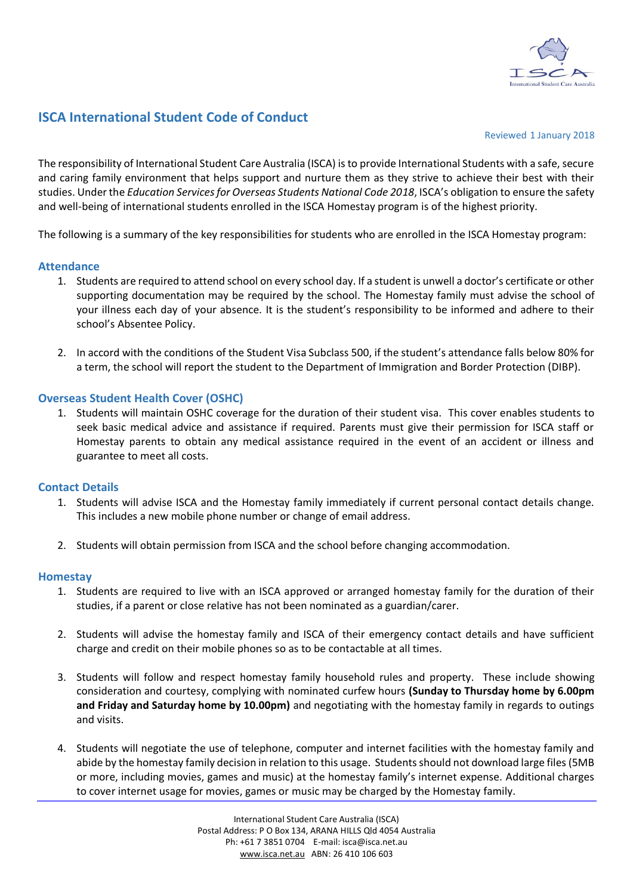# ISCA International Student Code of Conduct

Reviewed 1 January 2018

The responsibility of International Student Care Australia (ISCA) is to provide International Students with a safe, secure and caring family environment that helps support and nurture them as they strive to achieve their best with their studies. Under the *Education Services for Overseas Students National Code 2018*, ISCA's obligation to ensure the safety and well-being of international students enrolled in the ISCA Homestay program is of the highest priority.

The following is a summary of the key responsibilities for students who are enrolled in the ISCA Homestay program:

## Attendance

1. Students are required to attend school on every school day. If a student is unwell a doctor's certificate or other supporting documentation may be required by the school. The Homestay family must advise the school of your illness each day of your absence. It is the student's responsibility to be informed and adhere to their school's Absentee Policy.

2. In accord with the conditions of the Student Visa Subclass 500, if the student's attendance falls below 80% for a term, the school will report the student to the Department of Immigration and Border Protection (DIBP).

## Overseas Student Health Cover (OSHC)

1. Students will maintain OSHC coverage for the duration of their student visa. This cover enables students to seek basic medical advice and assistance if required. Parents must give their permission for ISCA staff or Homestay parents to obtain any medical assistance required in the event of an accident or illness and guarantee to meet all costs.

## Contact Details

1. Students will advise ISCA and the Homestay family immediately if current personal contact details change. This includes a new mobile phone number or change of email address.

2. Students will obtain permission from ISCA and the school before changing accommodation.

## Homestay

1. Students are required to live with an ISCA approved or arranged homestay family for the duration of their studies, if a parent or close relative has not been nominated as a guardian/carer.

2. Students will advise the homestay family and ISCA of their emergency contact details and have sufficient charge and credit on their mobile phones so as to be contactable at all times.

3. Students will follow and respect homestay family household rules and property. These include showing consideration and courtesy, complying with nominated curfew hours **(Sunday to Thursday home by 6.00pm and Friday and Saturday home by 10.00pm)** and negotiating with the homestay family in regards to outings and visits.

4. Students will negotiate the use of telephone, computer and internet facilities with the homestay family and abide by the homestay family decision in relation to this usage. Students should not download large files (5MB or more, including movies, games and music) at the homestay family's internet expense. Additional charges to cover internet usage for movies, games or music may be charged by the Homestay family.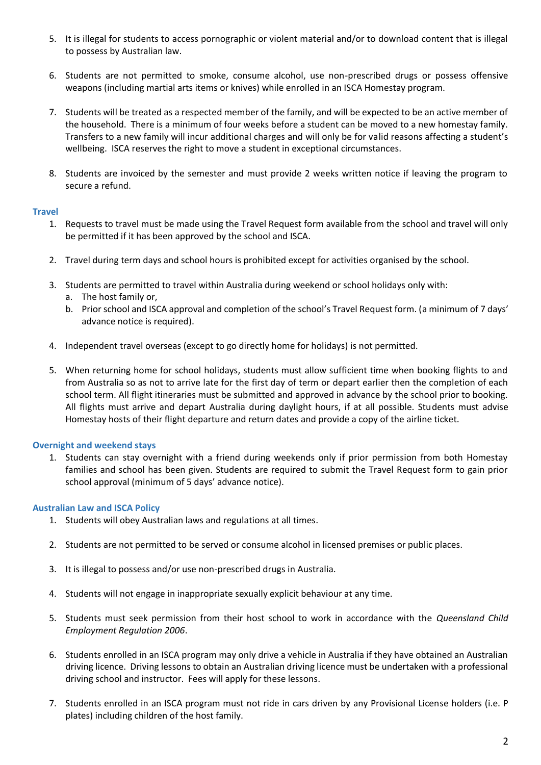5. It is illegal for students to access pornographic or violent material and/or to download content that is illegal to possess by Australian law.

6. Students are not permitted to smoke, consume alcohol, use non-prescribed drugs or possess offensive weapons (including martial arts items or knives) while enrolled in an ISCA Homestay program.

7. Students will be treated as a respected member of the family, and will be expected to be an active member of the household. There is a minimum of four weeks before a student can be moved to a new homestay family. Transfers to a new family will incur additional charges and will only be for valid reasons affecting a student's wellbeing. ISCA reserves the right to move a student in exceptional circumstances.

8. Students are invoiced by the semester and must provide 2 weeks written notice if leaving the program to secure a refund.

### Travel

1. Requests to travel must be made using the Travel Request form available from the school and travel will only be permitted if it has been approved by the school and ISCA.

2. Travel during term days and school hours is prohibited except for activities organised by the school.

3. Students are permitted to travel within Australia during weekend or school holidays only with:
   a. The host family or,
   b. Prior school and ISCA approval and completion of the school's Travel Request form. (a minimum of 7 days' advance notice is required).

4. Independent travel overseas (except to go directly home for holidays) is not permitted.

5. When returning home for school holidays, students must allow sufficient time when booking flights to and from Australia so as not to arrive late for the first day of term or depart earlier then the completion of each school term. All flight itineraries must be submitted and approved in advance by the school prior to booking. All flights must arrive and depart Australia during daylight hours, if at all possible. Students must advise Homestay hosts of their flight departure and return dates and provide a copy of the airline ticket.

### Overnight and weekend stays

1. Students can stay overnight with a friend during weekends only if prior permission from both Homestay families and school has been given. Students are required to submit the Travel Request form to gain prior school approval (minimum of 5 days' advance notice).

### Australian Law and ISCA Policy

1. Students will obey Australian laws and regulations at all times.

2. Students are not permitted to be served or consume alcohol in licensed premises or public places.

3. It is illegal to possess and/or use non-prescribed drugs in Australia.

4. Students will not engage in inappropriate sexually explicit behaviour at any time.

5. Students must seek permission from their host school to work in accordance with the *Queensland Child Employment Regulation 2006*.

6. Students enrolled in an ISCA program may only drive a vehicle in Australia if they have obtained an Australian driving licence. Driving lessons to obtain an Australian driving licence must be undertaken with a professional driving school and instructor. Fees will apply for these lessons.

7. Students enrolled in an ISCA program must not ride in cars driven by any Provisional License holders (i.e. P plates) including children of the host family.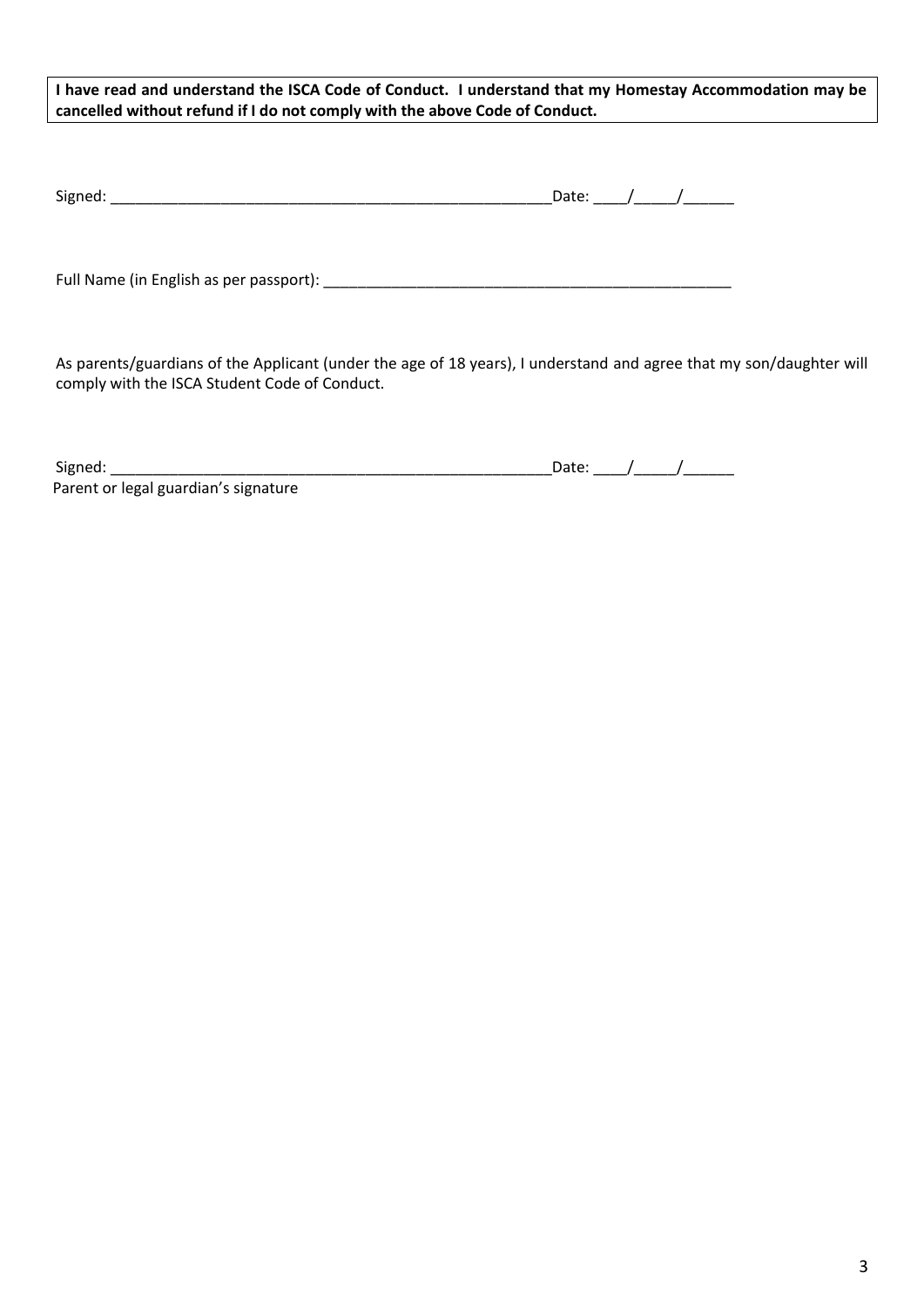**I have read and understand the ISCA Code of Conduct. I understand that my Homestay Accommodation may be cancelled without refund if I do not comply with the above Code of Conduct.**

Signed: _____________________________________________________Date: ____/_____/______

Full Name (in English as per passport): __________________________________________________

As parents/guardians of the Applicant (under the age of 18 years), I understand and agree that my son/daughter will comply with the ISCA Student Code of Conduct.

Signed: ______________________________________________________Date: ____/_____/______
Parent or legal guardian's signature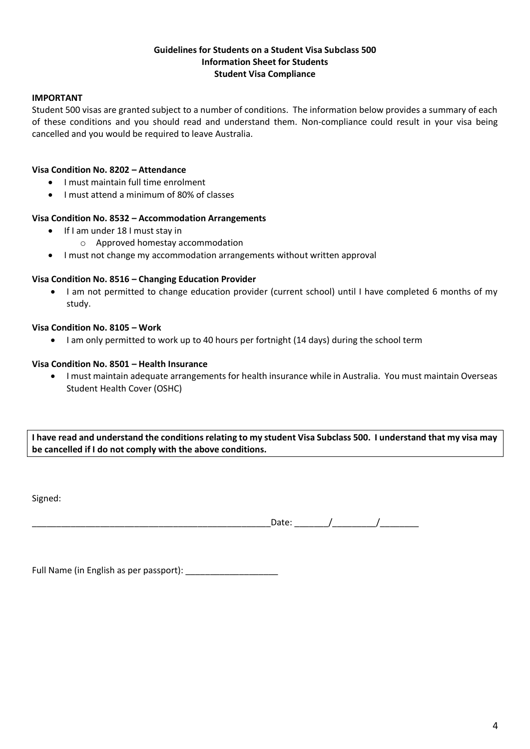**Guidelines for Students on a Student Visa Subclass 500**
**Information Sheet for Students**
**Student Visa Compliance**

**IMPORTANT**

Student 500 visas are granted subject to a number of conditions. The information below provides a summary of each of these conditions and you should read and understand them. Non-compliance could result in your visa being cancelled and you would be required to leave Australia.

**Visa Condition No. 8202 – Attendance**

- I must maintain full time enrolment
- I must attend a minimum of 80% of classes

**Visa Condition No. 8532 – Accommodation Arrangements**

- If I am under 18 I must stay in
  - Approved homestay accommodation
- I must not change my accommodation arrangements without written approval

**Visa Condition No. 8516 – Changing Education Provider**

- I am not permitted to change education provider (current school) until I have completed 6 months of my study.

**Visa Condition No. 8105 – Work**

- I am only permitted to work up to 40 hours per fortnight (14 days) during the school term

**Visa Condition No. 8501 – Health Insurance**

- I must maintain adequate arrangements for health insurance while in Australia. You must maintain Overseas Student Health Cover (OSHC)

**I have read and understand the conditions relating to my student Visa Subclass 500. I understand that my visa may be cancelled if I do not comply with the above conditions.**

Signed:

__________________________________________________Date: _______/_________/________

Full Name (in English as per passport): ___________________